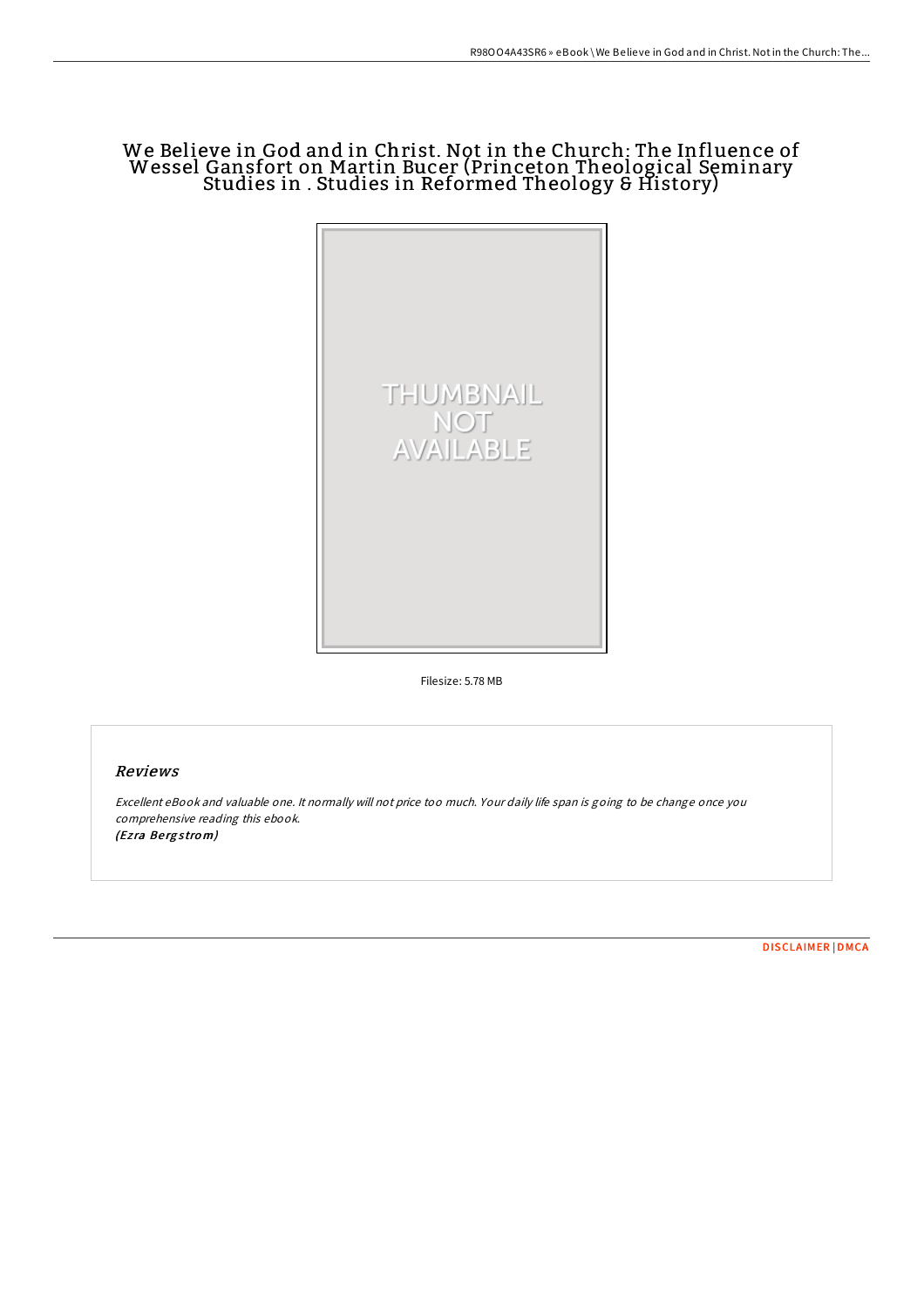# We Believe in God and in Christ. Not in the Church: The Influence of Wessel Gansfort on Martin Bucer (Princeton Theological Seminary Studies in . Studies in Reformed Theology & History)

Filesize: 5.78 MB

## Reviews

*Excellent eBook and valuable one. It normally will not price too much. Your daily life span is going to be change once you comprehensive reading this ebook.*
*(Ezra Bergstrom)*

DISCLAIMER | DMCA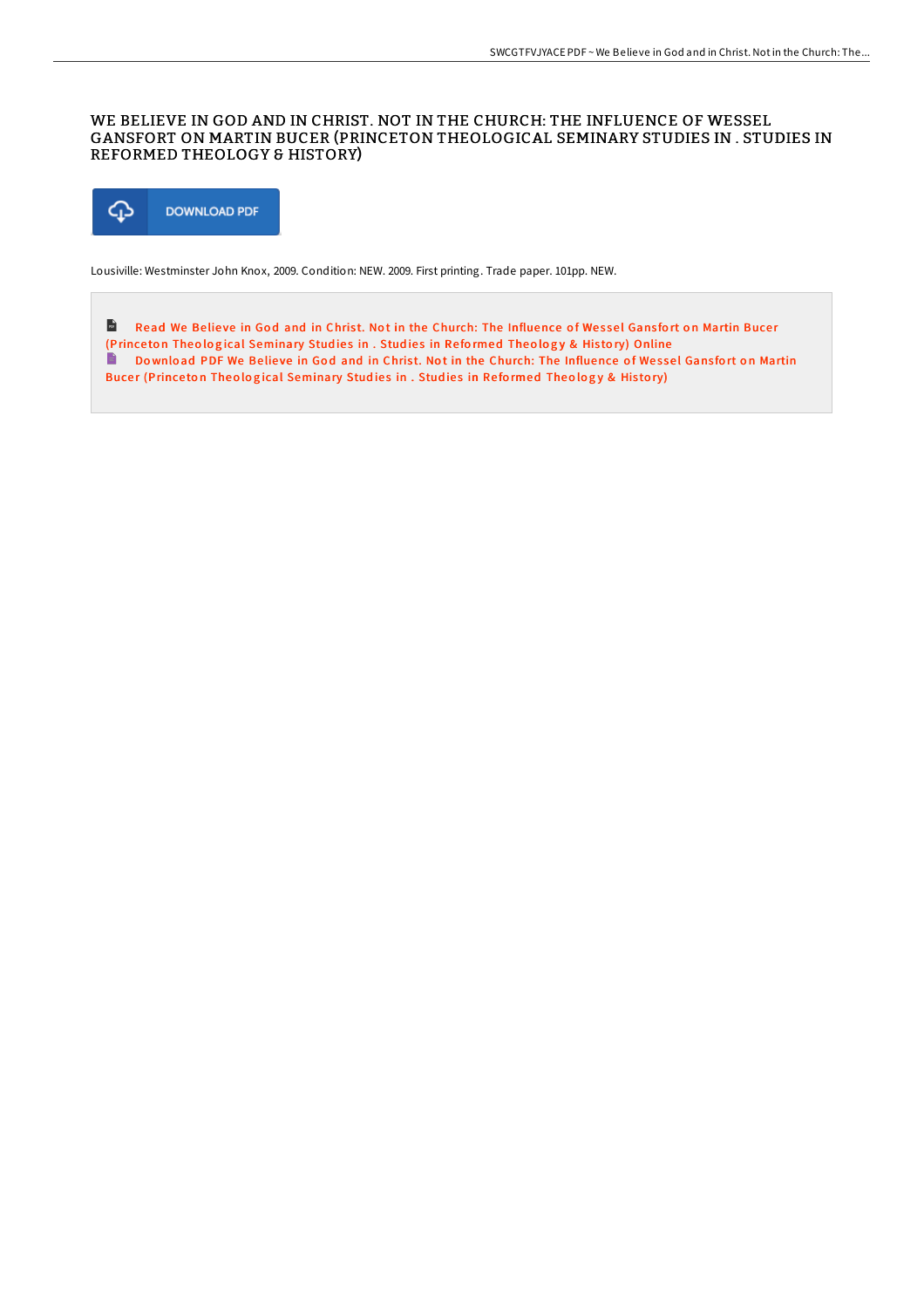# WE BELIEVE IN GOD AND IN CHRIST. NOT IN THE CHURCH: THE INFLUENCE OF WESSEL GANSFORT ON MARTIN BUCER (PRINCETON THEOLOGICAL SEMINARY STUDIES IN . STUDIES IN REFORMED THEOLOGY & HISTORY)

DOWNLOAD PDF

Lousiville: Westminster John Knox, 2009. Condition: NEW. 2009. First printing. Trade paper. 101pp. NEW.

Read We Believe in God and in Christ. Not in the Church: The Influence of Wessel Gansfort on Martin Bucer (Princeton Theological Seminary Studies in . Studies in Reformed Theology & History) Online

Download PDF We Believe in God and in Christ. Not in the Church: The Influence of Wessel Gansfort on Martin Bucer (Princeton Theological Seminary Studies in . Studies in Reformed Theology & History)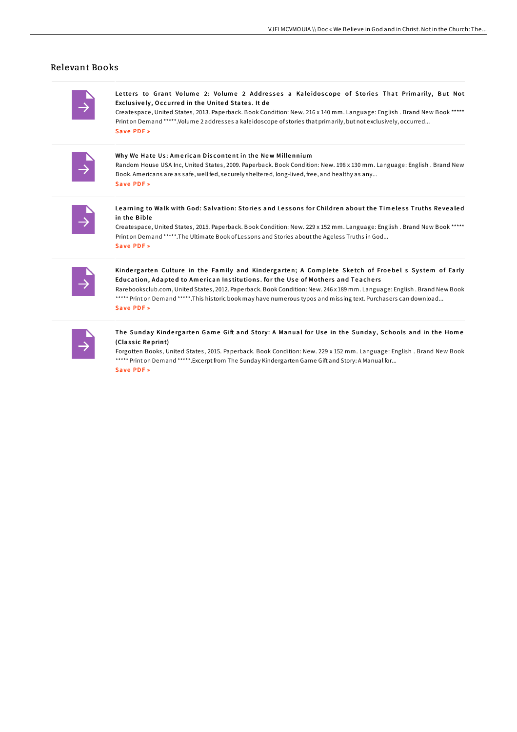## Relevant Books

**Letters to Grant Volume 2: Volume 2 Addresses a Kaleidoscope of Stories That Primarily, But Not Exclusively, Occurred in the United States. It de**

Createspace, United States, 2013. Paperback. Book Condition: New. 216 x 140 mm. Language: English . Brand New Book ***** Print on Demand *****.Volume 2 addresses a kaleidoscope of stories that primarily, but not exclusively, occurred...

Save PDF »

**Why We Hate Us: American Discontent in the New Millennium**

Random House USA Inc, United States, 2009. Paperback. Book Condition: New. 198 x 130 mm. Language: English . Brand New Book. Americans are as safe, well fed, securely sheltered, long-lived, free, and healthy as any...

Save PDF »

**Learning to Walk with God: Salvation: Stories and Lessons for Children about the Timeless Truths Revealed in the Bible**

Createspace, United States, 2015. Paperback. Book Condition: New. 229 x 152 mm. Language: English . Brand New Book ***** Print on Demand *****.The Ultimate Book of Lessons and Stories about the Ageless Truths in God...

Save PDF »

**Kindergarten Culture in the Family and Kindergarten; A Complete Sketch of Froebel s System of Early Education, Adapted to American Institutions. for the Use of Mothers and Teachers**

Rarebooksclub.com, United States, 2012. Paperback. Book Condition: New. 246 x 189 mm. Language: English . Brand New Book ***** Print on Demand *****.This historic book may have numerous typos and missing text. Purchasers can download...

Save PDF »

**The Sunday Kindergarten Game Gift and Story: A Manual for Use in the Sunday, Schools and in the Home (Classic Reprint)**

Forgotten Books, United States, 2015. Paperback. Book Condition: New. 229 x 152 mm. Language: English . Brand New Book ***** Print on Demand *****.Excerpt from The Sunday Kindergarten Game Gift and Story: A Manual for...

Save PDF »